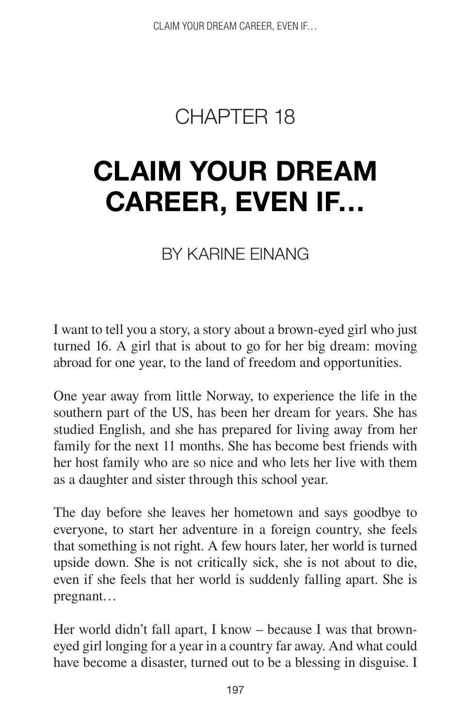# CHAPTER 18

# CLAIM YOUR DREAM CAREER, EVEN IF…

## BY KARINE EINANG

I want to tell you a story, a story about a brown-eyed girl who just turned 16. A girl that is about to go for her big dream: moving abroad for one year, to the land of freedom and opportunities.

One year away from little Norway, to experience the life in the southern part of the US, has been her dream for years. She has studied English, and she has prepared for living away from her family for the next 11 months. She has become best friends with her host family who are so nice and who lets her live with them as a daughter and sister through this school year.

The day before she leaves her hometown and says goodbye to everyone, to start her adventure in a foreign country, she feels that something is not right. A few hours later, her world is turned upside down. She is not critically sick, she is not about to die, even if she feels that her world is suddenly falling apart. She is pregnant…

Her world didn't fall apart, I know – because I was that brown-eyed girl longing for a year in a country far away. And what could have become a disaster, turned out to be a blessing in disguise. I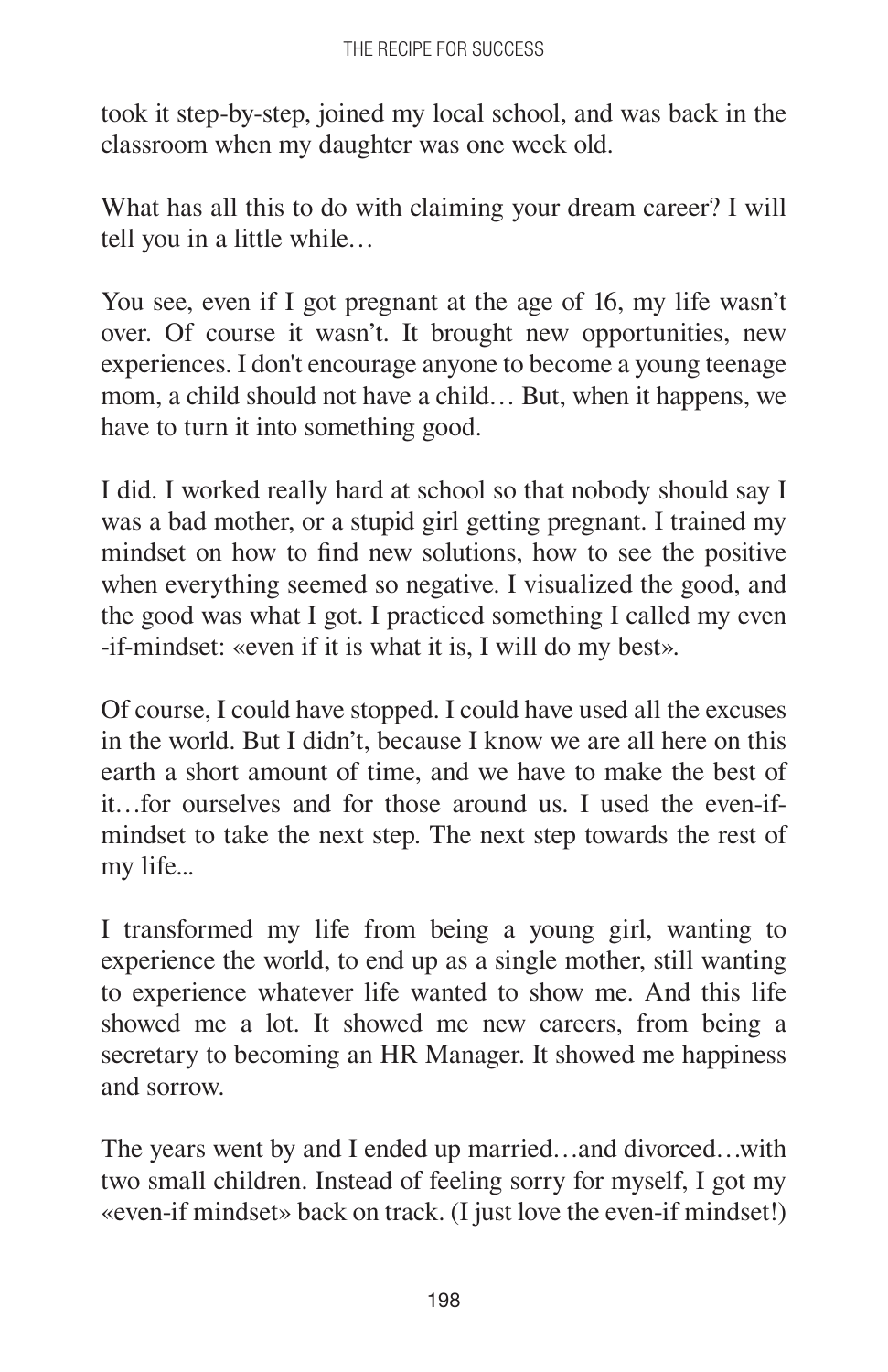took it step-by-step, joined my local school, and was back in the classroom when my daughter was one week old.

What has all this to do with claiming your dream career? I will tell you in a little while…

You see, even if I got pregnant at the age of 16, my life wasn't over. Of course it wasn't. It brought new opportunities, new experiences. I don't encourage anyone to become a young teenage mom, a child should not have a child… But, when it happens, we have to turn it into something good.

I did. I worked really hard at school so that nobody should say I was a bad mother, or a stupid girl getting pregnant. I trained my mindset on how to find new solutions, how to see the positive when everything seemed so negative. I visualized the good, and the good was what I got. I practiced something I called my even -if-mindset: «even if it is what it is, I will do my best».

Of course, I could have stopped. I could have used all the excuses in the world. But I didn't, because I know we are all here on this earth a short amount of time, and we have to make the best of it…for ourselves and for those around us. I used the even-if-mindset to take the next step. The next step towards the rest of my life...

I transformed my life from being a young girl, wanting to experience the world, to end up as a single mother, still wanting to experience whatever life wanted to show me. And this life showed me a lot. It showed me new careers, from being a secretary to becoming an HR Manager. It showed me happiness and sorrow.

The years went by and I ended up married…and divorced…with two small children. Instead of feeling sorry for myself, I got my «even-if mindset» back on track. (I just love the even-if mindset!)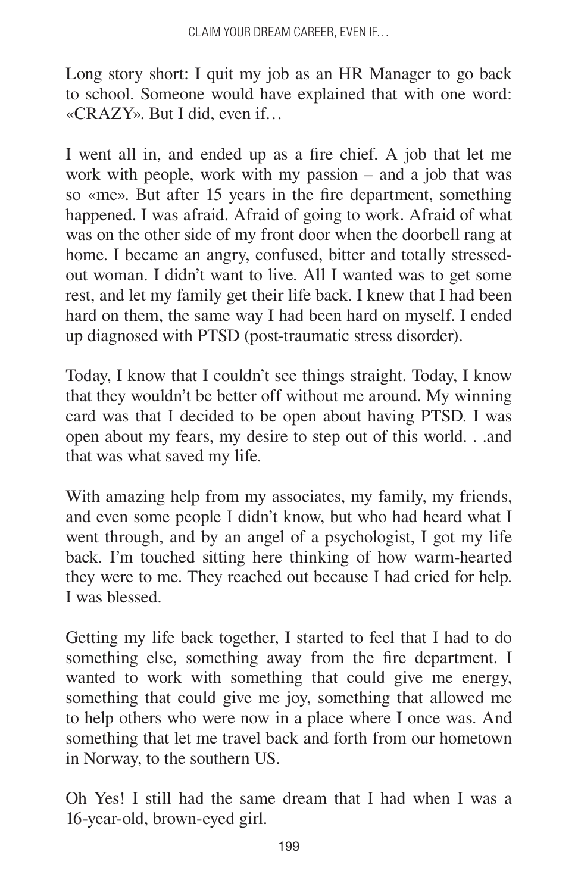Long story short: I quit my job as an HR Manager to go back to school. Someone would have explained that with one word: «CRAZY». But I did, even if…

I went all in, and ended up as a fire chief. A job that let me work with people, work with my passion – and a job that was so «me». But after 15 years in the fire department, something happened. I was afraid. Afraid of going to work. Afraid of what was on the other side of my front door when the doorbell rang at home. I became an angry, confused, bitter and totally stressed-out woman. I didn't want to live. All I wanted was to get some rest, and let my family get their life back. I knew that I had been hard on them, the same way I had been hard on myself. I ended up diagnosed with PTSD (post-traumatic stress disorder).

Today, I know that I couldn't see things straight. Today, I know that they wouldn't be better off without me around. My winning card was that I decided to be open about having PTSD. I was open about my fears, my desire to step out of this world. . .and that was what saved my life.

With amazing help from my associates, my family, my friends, and even some people I didn't know, but who had heard what I went through, and by an angel of a psychologist, I got my life back. I'm touched sitting here thinking of how warm-hearted they were to me. They reached out because I had cried for help. I was blessed.

Getting my life back together, I started to feel that I had to do something else, something away from the fire department. I wanted to work with something that could give me energy, something that could give me joy, something that allowed me to help others who were now in a place where I once was. And something that let me travel back and forth from our hometown in Norway, to the southern US.

Oh Yes! I still had the same dream that I had when I was a 16-year-old, brown-eyed girl.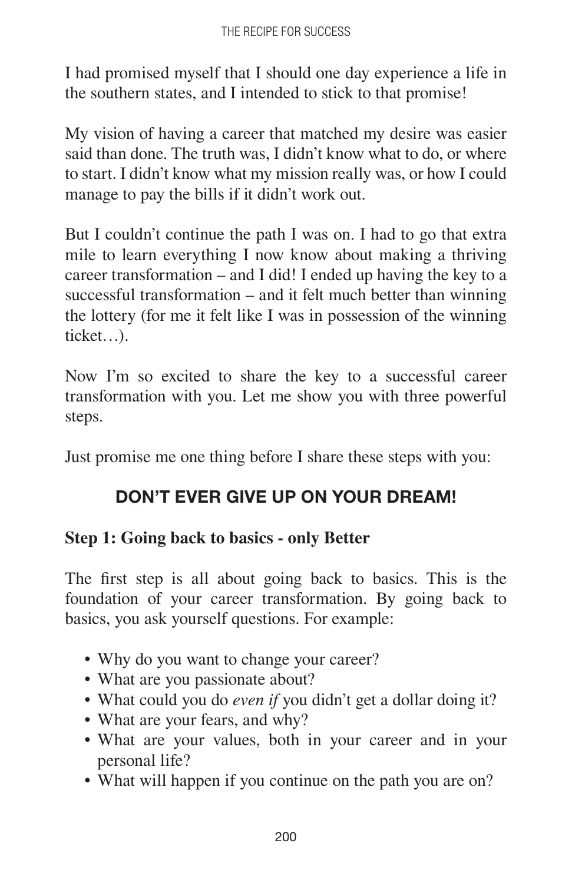I had promised myself that I should one day experience a life in the southern states, and I intended to stick to that promise!

My vision of having a career that matched my desire was easier said than done. The truth was, I didn't know what to do, or where to start. I didn't know what my mission really was, or how I could manage to pay the bills if it didn't work out.

But I couldn't continue the path I was on. I had to go that extra mile to learn everything I now know about making a thriving career transformation – and I did! I ended up having the key to a successful transformation – and it felt much better than winning the lottery (for me it felt like I was in possession of the winning ticket…).

Now I'm so excited to share the key to a successful career transformation with you. Let me show you with three powerful steps.

Just promise me one thing before I share these steps with you:

**DON'T EVER GIVE UP ON YOUR DREAM!**

**Step 1: Going back to basics - only Better**

The first step is all about going back to basics. This is the foundation of your career transformation. By going back to basics, you ask yourself questions. For example:

- Why do you want to change your career?
- What are you passionate about?
- What could you do *even if* you didn't get a dollar doing it?
- What are your fears, and why?
- What are your values, both in your career and in your personal life?
- What will happen if you continue on the path you are on?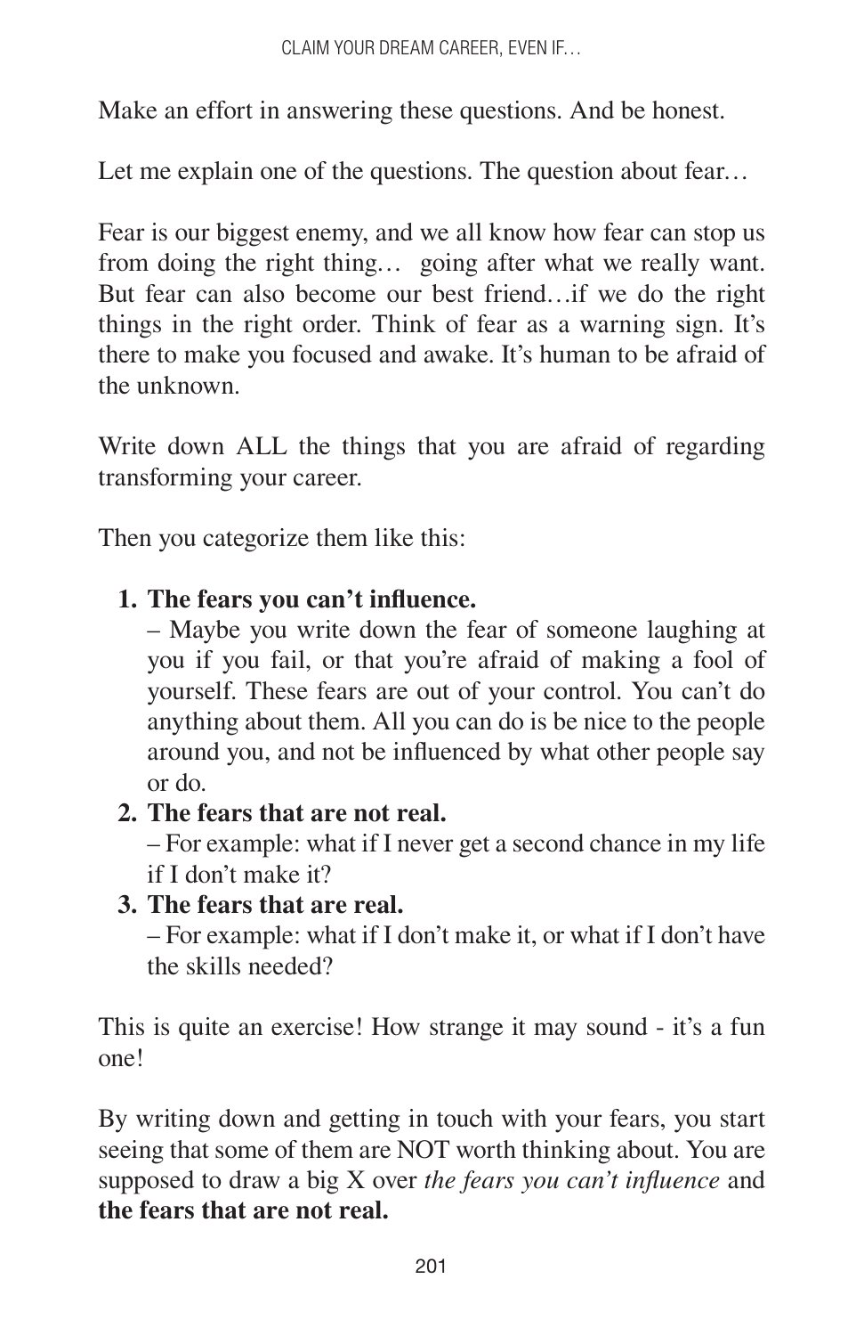Make an effort in answering these questions. And be honest.

Let me explain one of the questions. The question about fear…

Fear is our biggest enemy, and we all know how fear can stop us from doing the right thing… going after what we really want. But fear can also become our best friend…if we do the right things in the right order. Think of fear as a warning sign. It's there to make you focused and awake. It's human to be afraid of the unknown.

Write down ALL the things that you are afraid of regarding transforming your career.

Then you categorize them like this:

1. **The fears you can't influence.**
   – Maybe you write down the fear of someone laughing at you if you fail, or that you're afraid of making a fool of yourself. These fears are out of your control. You can't do anything about them. All you can do is be nice to the people around you, and not be influenced by what other people say or do.
2. **The fears that are not real.**
   – For example: what if I never get a second chance in my life if I don't make it?
3. **The fears that are real.**
   – For example: what if I don't make it, or what if I don't have the skills needed?

This is quite an exercise! How strange it may sound - it's a fun one!

By writing down and getting in touch with your fears, you start seeing that some of them are NOT worth thinking about. You are supposed to draw a big X over *the fears you can't influence* and **the fears that are not real.**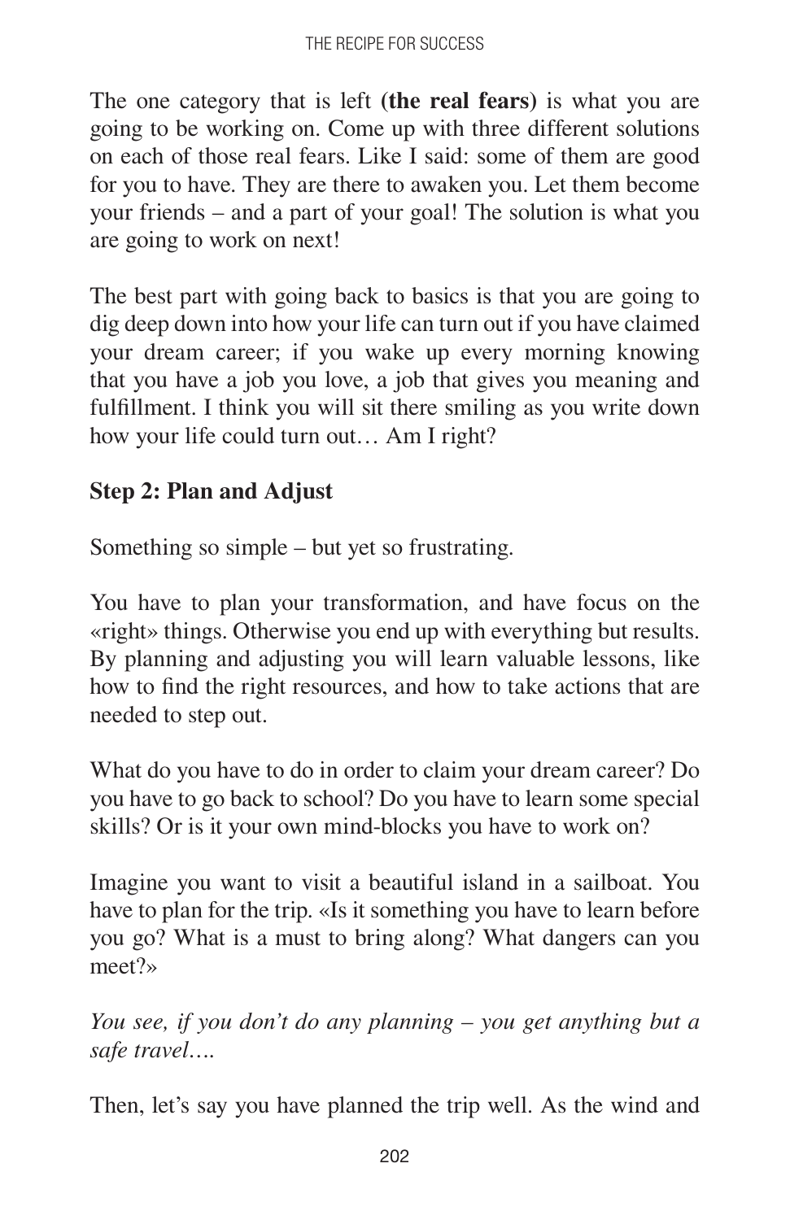The one category that is left **(the real fears)** is what you are going to be working on. Come up with three different solutions on each of those real fears. Like I said: some of them are good for you to have. They are there to awaken you. Let them become your friends – and a part of your goal! The solution is what you are going to work on next!

The best part with going back to basics is that you are going to dig deep down into how your life can turn out if you have claimed your dream career; if you wake up every morning knowing that you have a job you love, a job that gives you meaning and fulfillment. I think you will sit there smiling as you write down how your life could turn out… Am I right?

**Step 2: Plan and Adjust**

Something so simple – but yet so frustrating.

You have to plan your transformation, and have focus on the «right» things. Otherwise you end up with everything but results. By planning and adjusting you will learn valuable lessons, like how to find the right resources, and how to take actions that are needed to step out.

What do you have to do in order to claim your dream career? Do you have to go back to school? Do you have to learn some special skills? Or is it your own mind-blocks you have to work on?

Imagine you want to visit a beautiful island in a sailboat. You have to plan for the trip. «Is it something you have to learn before you go? What is a must to bring along? What dangers can you meet?»

*You see, if you don't do any planning – you get anything but a safe travel….*

Then, let's say you have planned the trip well. As the wind and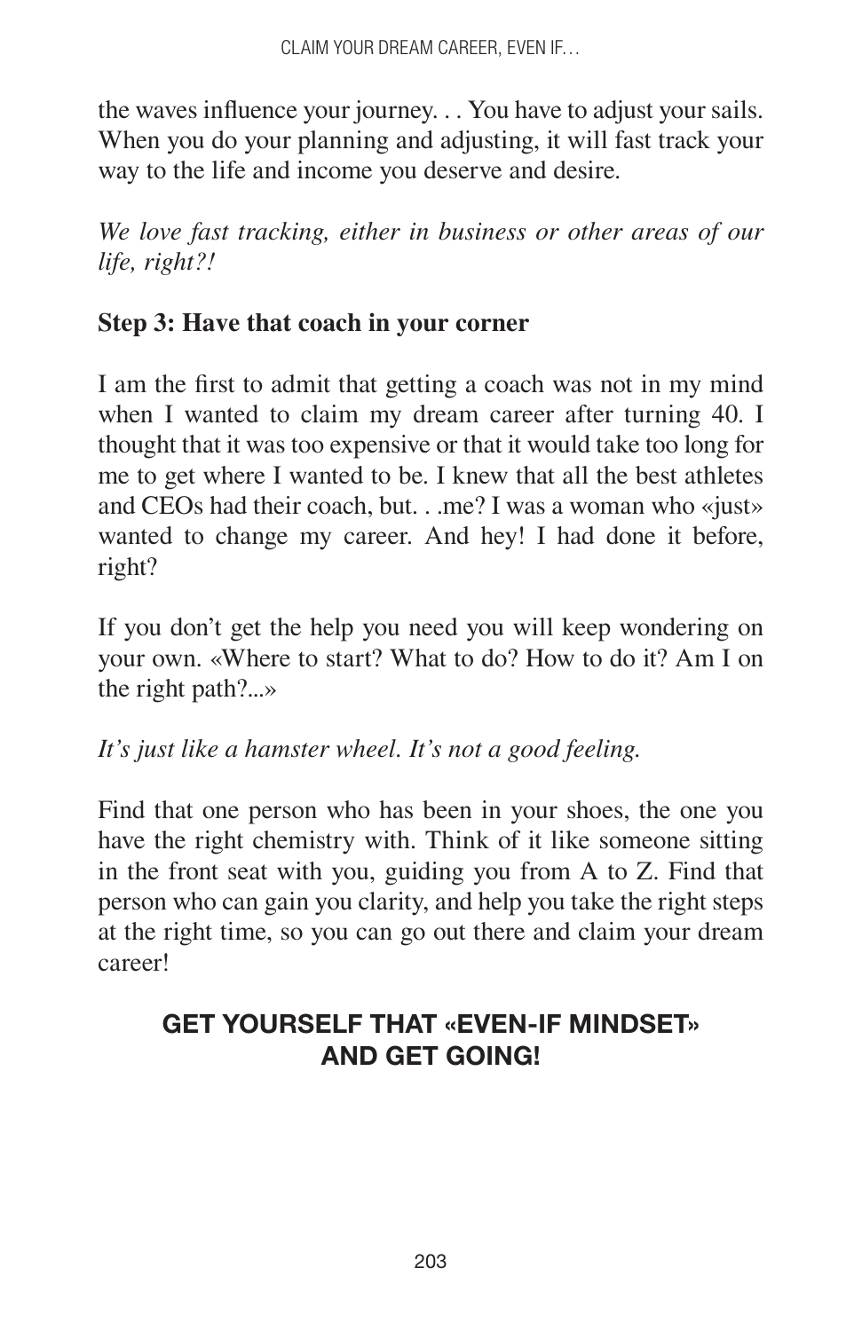the waves influence your journey. . . You have to adjust your sails. When you do your planning and adjusting, it will fast track your way to the life and income you deserve and desire.

*We love fast tracking, either in business or other areas of our life, right?!*

**Step 3: Have that coach in your corner**

I am the first to admit that getting a coach was not in my mind when I wanted to claim my dream career after turning 40. I thought that it was too expensive or that it would take too long for me to get where I wanted to be. I knew that all the best athletes and CEOs had their coach, but. . .me? I was a woman who «just» wanted to change my career. And hey! I had done it before, right?

If you don't get the help you need you will keep wondering on your own. «Where to start? What to do? How to do it? Am I on the right path?...»

*It's just like a hamster wheel. It's not a good feeling.*

Find that one person who has been in your shoes, the one you have the right chemistry with. Think of it like someone sitting in the front seat with you, guiding you from A to Z. Find that person who can gain you clarity, and help you take the right steps at the right time, so you can go out there and claim your dream career!

**GET YOURSELF THAT «EVEN-IF MINDSET» AND GET GOING!**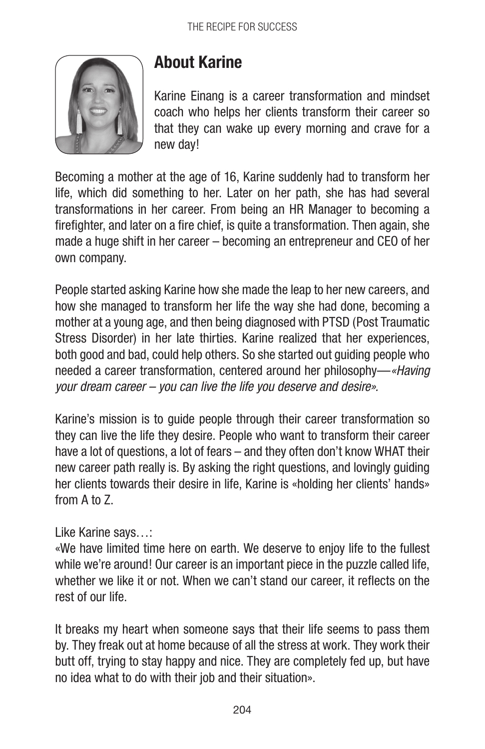## About Karine

Karine Einang is a career transformation and mindset coach who helps her clients transform their career so that they can wake up every morning and crave for a new day!

Becoming a mother at the age of 16, Karine suddenly had to transform her life, which did something to her. Later on her path, she has had several transformations in her career. From being an HR Manager to becoming a firefighter, and later on a fire chief, is quite a transformation. Then again, she made a huge shift in her career – becoming an entrepreneur and CEO of her own company.

People started asking Karine how she made the leap to her new careers, and how she managed to transform her life the way she had done, becoming a mother at a young age, and then being diagnosed with PTSD (Post Traumatic Stress Disorder) in her late thirties. Karine realized that her experiences, both good and bad, could help others. So she started out guiding people who needed a career transformation, centered around her philosophy—*«Having your dream career – you can live the life you deserve and desire».*

Karine's mission is to guide people through their career transformation so they can live the life they desire. People who want to transform their career have a lot of questions, a lot of fears – and they often don't know WHAT their new career path really is. By asking the right questions, and lovingly guiding her clients towards their desire in life, Karine is «holding her clients' hands» from A to Z.

Like Karine says…:
«We have limited time here on earth. We deserve to enjoy life to the fullest while we're around! Our career is an important piece in the puzzle called life, whether we like it or not. When we can't stand our career, it reflects on the rest of our life.

It breaks my heart when someone says that their life seems to pass them by. They freak out at home because of all the stress at work. They work their butt off, trying to stay happy and nice. They are completely fed up, but have no idea what to do with their job and their situation».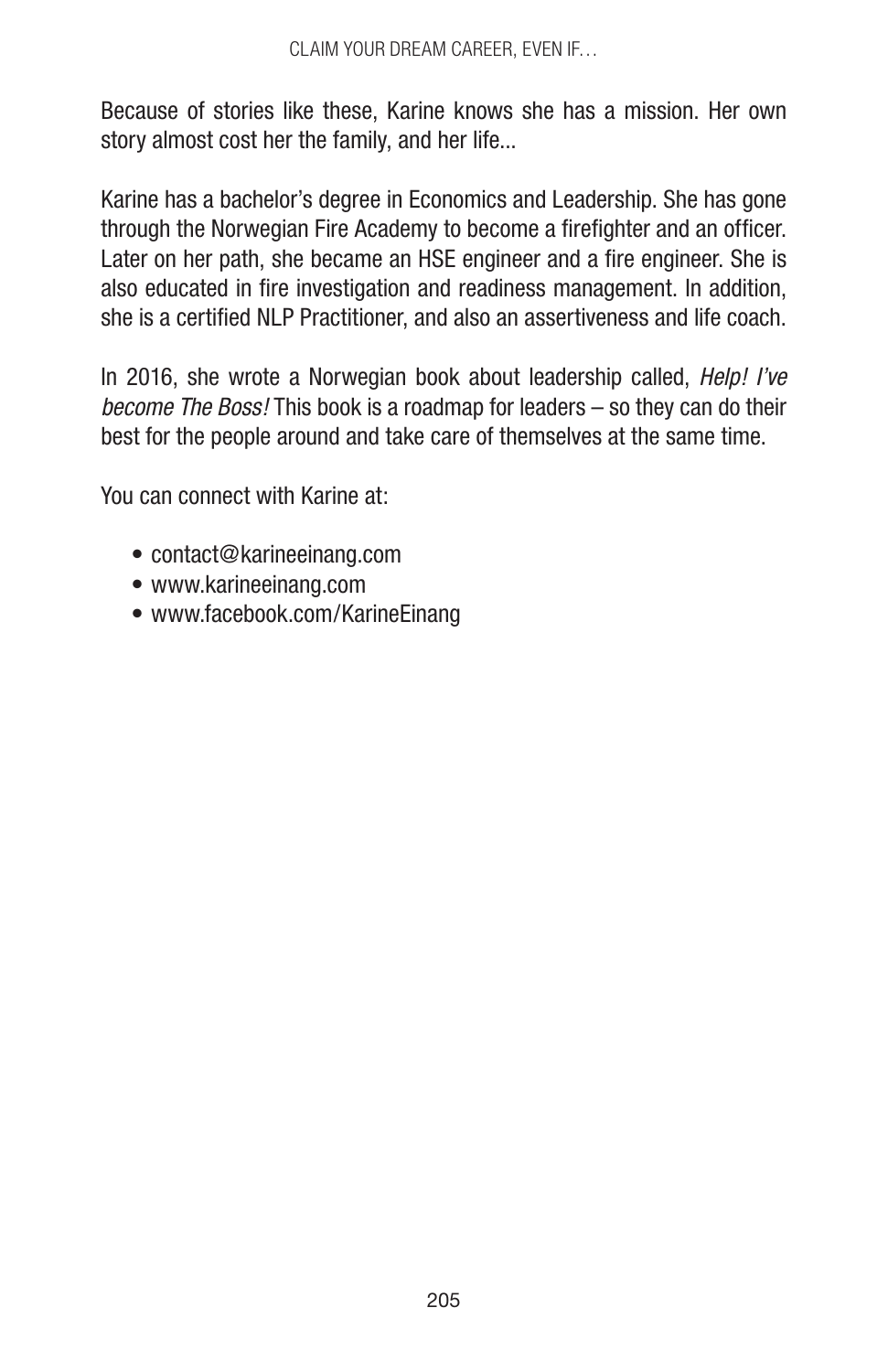Because of stories like these, Karine knows she has a mission. Her own story almost cost her the family, and her life...

Karine has a bachelor's degree in Economics and Leadership. She has gone through the Norwegian Fire Academy to become a firefighter and an officer. Later on her path, she became an HSE engineer and a fire engineer. She is also educated in fire investigation and readiness management. In addition, she is a certified NLP Practitioner, and also an assertiveness and life coach.

In 2016, she wrote a Norwegian book about leadership called, *Help! I've become The Boss!* This book is a roadmap for leaders – so they can do their best for the people around and take care of themselves at the same time.

You can connect with Karine at:

- contact@karineeinang.com
- www.karineeinang.com
- www.facebook.com/KarineEinang